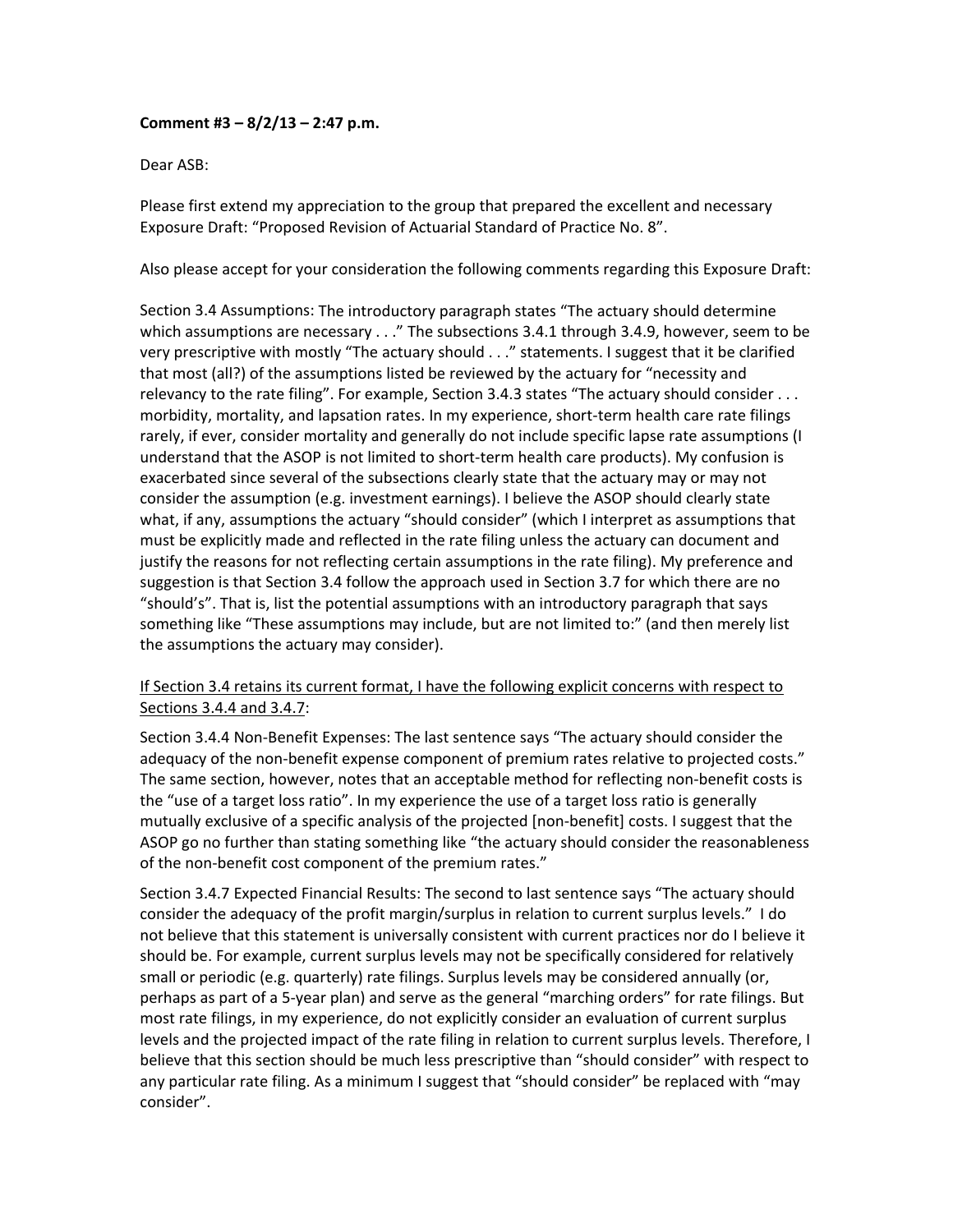**Comment #3 – 8/2/13 – 2:47 p.m.**

Dear ASB:

Please first extend my appreciation to the group that prepared the excellent and necessary Exposure Draft: "Proposed Revision of Actuarial Standard of Practice No. 8".

Also please accept for your consideration the following comments regarding this Exposure Draft:

Section 3.4 Assumptions: The introductory paragraph states "The actuary should determine which assumptions are necessary . . ." The subsections 3.4.1 through 3.4.9, however, seem to be very prescriptive with mostly "The actuary should . . ." statements. I suggest that it be clarified that most (all?) of the assumptions listed be reviewed by the actuary for "necessity and relevancy to the rate filing". For example, Section 3.4.3 states "The actuary should consider . . . morbidity, mortality, and lapsation rates. In my experience, short-term health care rate filings rarely, if ever, consider mortality and generally do not include specific lapse rate assumptions (I understand that the ASOP is not limited to short-term health care products). My confusion is exacerbated since several of the subsections clearly state that the actuary may or may not consider the assumption (e.g. investment earnings). I believe the ASOP should clearly state what, if any, assumptions the actuary "should consider" (which I interpret as assumptions that must be explicitly made and reflected in the rate filing unless the actuary can document and justify the reasons for not reflecting certain assumptions in the rate filing). My preference and suggestion is that Section 3.4 follow the approach used in Section 3.7 for which there are no "should's". That is, list the potential assumptions with an introductory paragraph that says something like "These assumptions may include, but are not limited to:" (and then merely list the assumptions the actuary may consider).

<u>If Section 3.4 retains its current format, I have the following explicit concerns with respect to Sections 3.4.4 and 3.4.7</u>:

Section 3.4.4 Non-Benefit Expenses: The last sentence says "The actuary should consider the adequacy of the non-benefit expense component of premium rates relative to projected costs." The same section, however, notes that an acceptable method for reflecting non-benefit costs is the "use of a target loss ratio". In my experience the use of a target loss ratio is generally mutually exclusive of a specific analysis of the projected [non-benefit] costs. I suggest that the ASOP go no further than stating something like "the actuary should consider the reasonableness of the non-benefit cost component of the premium rates."

Section 3.4.7 Expected Financial Results: The second to last sentence says "The actuary should consider the adequacy of the profit margin/surplus in relation to current surplus levels." I do not believe that this statement is universally consistent with current practices nor do I believe it should be. For example, current surplus levels may not be specifically considered for relatively small or periodic (e.g. quarterly) rate filings. Surplus levels may be considered annually (or, perhaps as part of a 5-year plan) and serve as the general "marching orders" for rate filings. But most rate filings, in my experience, do not explicitly consider an evaluation of current surplus levels and the projected impact of the rate filing in relation to current surplus levels. Therefore, I believe that this section should be much less prescriptive than "should consider" with respect to any particular rate filing. As a minimum I suggest that "should consider" be replaced with "may consider".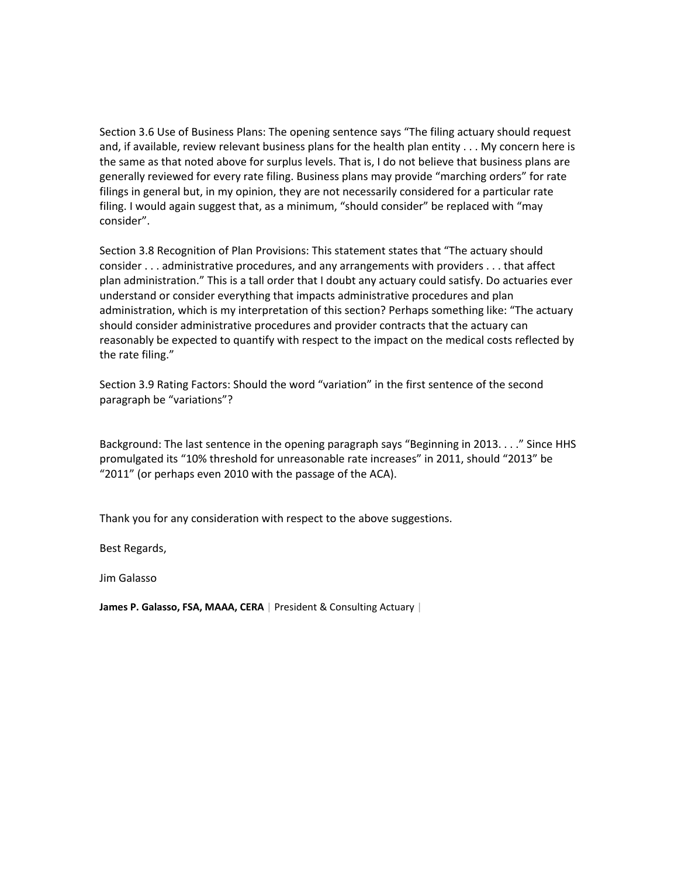Section 3.6 Use of Business Plans: The opening sentence says "The filing actuary should request and, if available, review relevant business plans for the health plan entity . . . My concern here is the same as that noted above for surplus levels. That is, I do not believe that business plans are generally reviewed for every rate filing. Business plans may provide "marching orders" for rate filings in general but, in my opinion, they are not necessarily considered for a particular rate filing. I would again suggest that, as a minimum, "should consider" be replaced with "may consider".

Section 3.8 Recognition of Plan Provisions: This statement states that "The actuary should consider . . . administrative procedures, and any arrangements with providers . . . that affect plan administration." This is a tall order that I doubt any actuary could satisfy. Do actuaries ever understand or consider everything that impacts administrative procedures and plan administration, which is my interpretation of this section? Perhaps something like: "The actuary should consider administrative procedures and provider contracts that the actuary can reasonably be expected to quantify with respect to the impact on the medical costs reflected by the rate filing."

Section 3.9 Rating Factors: Should the word "variation" in the first sentence of the second paragraph be "variations"?

Background: The last sentence in the opening paragraph says "Beginning in 2013. . . ." Since HHS promulgated its "10% threshold for unreasonable rate increases" in 2011, should "2013" be "2011" (or perhaps even 2010 with the passage of the ACA).

Thank you for any consideration with respect to the above suggestions.

Best Regards,

Jim Galasso

**James P. Galasso, FSA, MAAA, CERA** | President & Consulting Actuary |